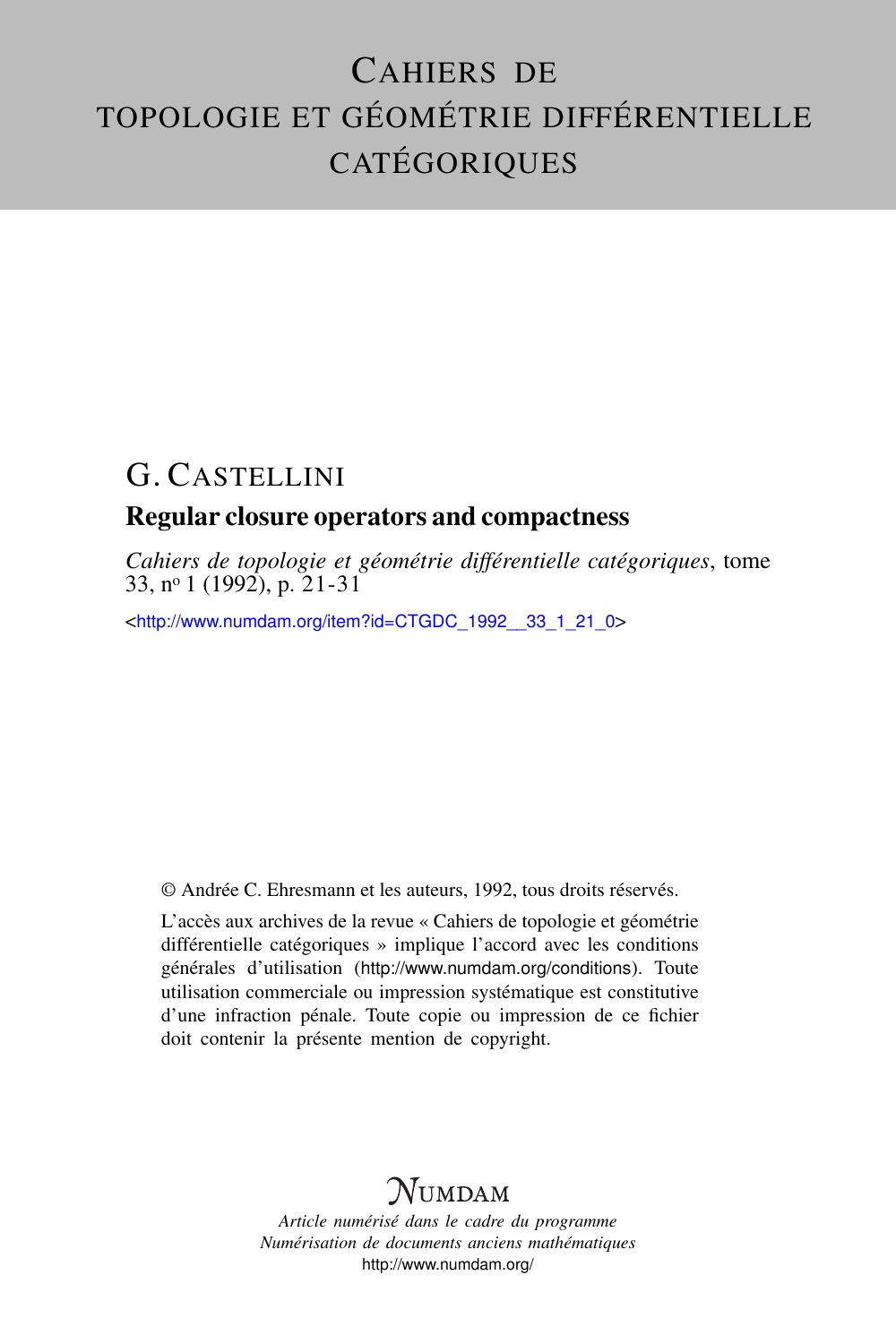# CAHIERS DE TOPOLOGIE ET GÉOMÉTRIE DIFFÉRENTIELLE CATÉGORIQUES

## G. CASTELLINI

### Regular closure operators and compactness

*Cahiers de topologie et géométrie différentielle catégoriques*, tome 33, nº 1 (1992), p. 21-31

<http://www.numdam.org/item?id=CTGDC_1992__33_1_21_0>

© Andrée C. Ehresmann et les auteurs, 1992, tous droits réservés.

L'accès aux archives de la revue « Cahiers de topologie et géométrie différentielle catégoriques » implique l'accord avec les conditions générales d'utilisation (http://www.numdam.org/conditions). Toute utilisation commerciale ou impression systématique est constitutive d'une infraction pénale. Toute copie ou impression de ce fichier doit contenir la présente mention de copyright.

NUMDAM

*Article numérisé dans le cadre du programme Numérisation de documents anciens mathématiques*
http://www.numdam.org/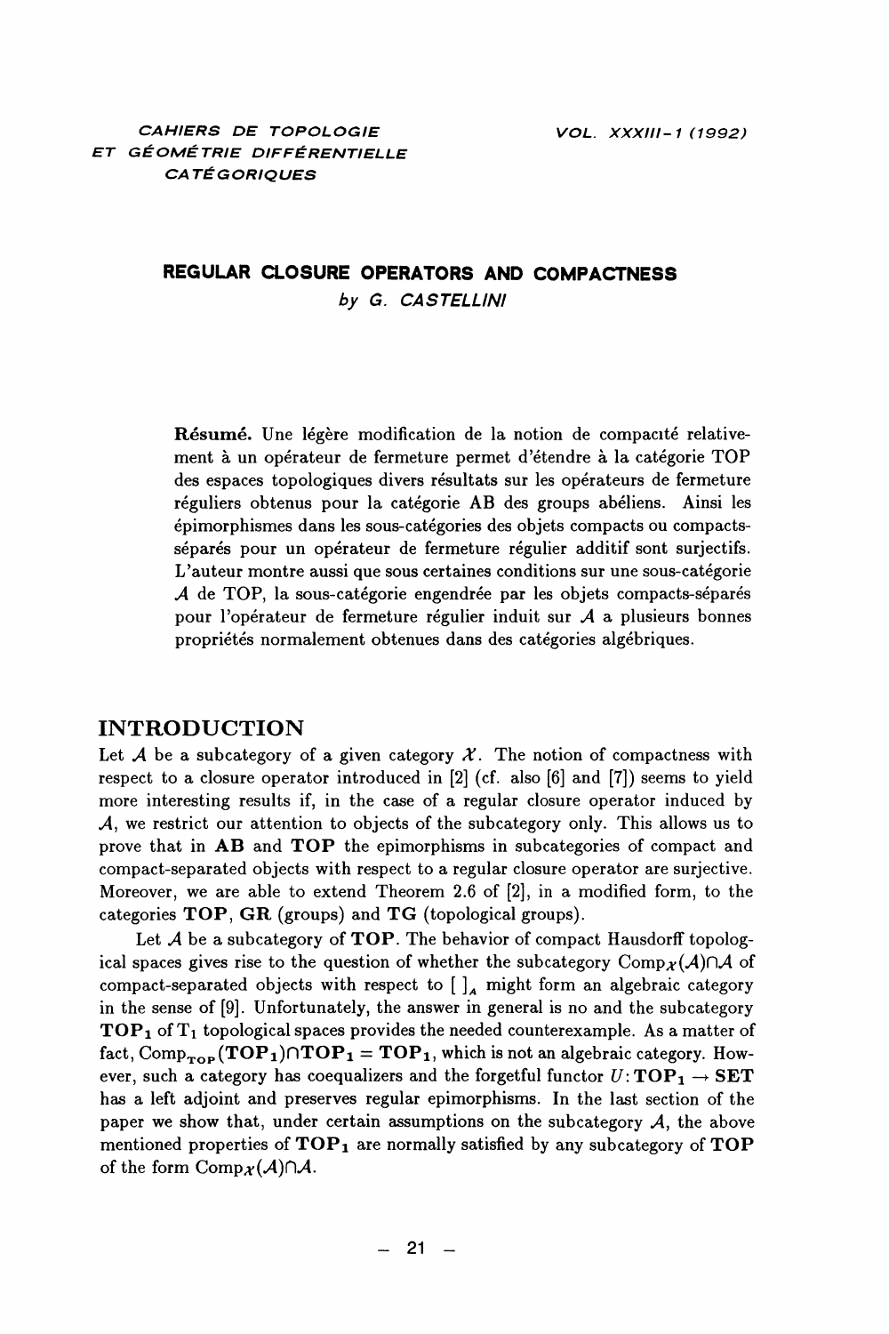# REGULAR CLOSURE OPERATORS AND COMPACTNESS

*by G. CASTELLINI*

**Résumé.** Une légère modification de la notion de compacité relativement à un opérateur de fermeture permet d'étendre à la catégorie TOP des espaces topologiques divers résultats sur les opérateurs de fermeture réguliers obtenus pour la catégorie AB des groups abéliens. Ainsi les épimorphismes dans les sous-catégories des objets compacts ou compacts-séparés pour un opérateur de fermeture régulier additif sont surjectifs. L'auteur montre aussi que sous certaines conditions sur une sous-catégorie $\mathcal{A}$ de TOP, la sous-catégorie engendrée par les objets compacts-séparés pour l'opérateur de fermeture régulier induit sur $\mathcal{A}$ a plusieurs bonnes propriétés normalement obtenues dans des catégories algébriques.

## INTRODUCTION

Let $\mathcal{A}$ be a subcategory of a given category $\mathcal{X}$. The notion of compactness with respect to a closure operator introduced in [2] (cf. also [6] and [7]) seems to yield more interesting results if, in the case of a regular closure operator induced by $\mathcal{A}$, we restrict our attention to objects of the subcategory only. This allows us to prove that in **AB** and **TOP** the epimorphisms in subcategories of compact and compact-separated objects with respect to a regular closure operator are surjective. Moreover, we are able to extend Theorem 2.6 of [2], in a modified form, to the categories **TOP**, **GR** (groups) and **TG** (topological groups).

Let $\mathcal{A}$ be a subcategory of **TOP**. The behavior of compact Hausdorff topological spaces gives rise to the question of whether the subcategory $\mathrm{Comp}_{\mathcal{X}}(\mathcal{A})\cap\mathcal{A}$ of compact-separated objects with respect to $[\ ]_{\mathcal{A}}$ might form an algebraic category in the sense of [9]. Unfortunately, the answer in general is no and the subcategory $\mathbf{TOP_1}$ of $\mathrm{T_1}$ topological spaces provides the needed counterexample. As a matter of fact, $\mathrm{Comp}_{\mathbf{TOP}}(\mathbf{TOP_1})\cap\mathbf{TOP_1} = \mathbf{TOP_1}$, which is not an algebraic category. However, such a category has coequalizers and the forgetful functor $U\colon \mathbf{TOP_1} \to \mathbf{SET}$ has a left adjoint and preserves regular epimorphisms. In the last section of the paper we show that, under certain assumptions on the subcategory $\mathcal{A}$, the above mentioned properties of $\mathbf{TOP_1}$ are normally satisfied by any subcategory of **TOP** of the form $\mathrm{Comp}_{\mathcal{X}}(\mathcal{A})\cap\mathcal{A}$.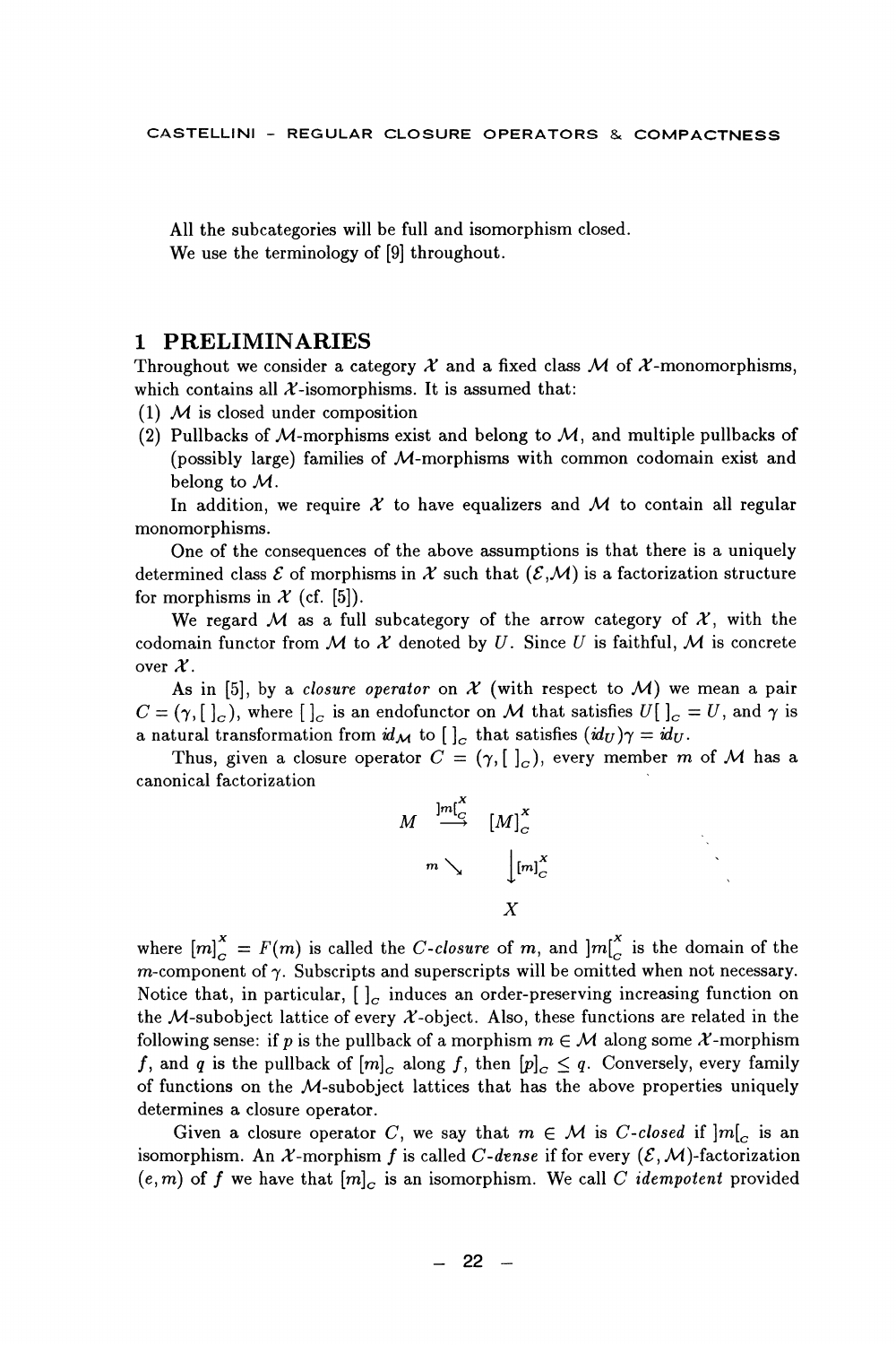All the subcategories will be full and isomorphism closed.

We use the terminology of [9] throughout.

# 1 PRELIMINARIES

Throughout we consider a category $\mathcal{X}$ and a fixed class $\mathcal{M}$ of $\mathcal{X}$-monomorphisms, which contains all $\mathcal{X}$-isomorphisms. It is assumed that:

(1) $\mathcal{M}$ is closed under composition

(2) Pullbacks of $\mathcal{M}$-morphisms exist and belong to $\mathcal{M}$, and multiple pullbacks of (possibly large) families of $\mathcal{M}$-morphisms with common codomain exist and belong to $\mathcal{M}$.

In addition, we require $\mathcal{X}$ to have equalizers and $\mathcal{M}$ to contain all regular monomorphisms.

One of the consequences of the above assumptions is that there is a uniquely determined class $\mathcal{E}$ of morphisms in $\mathcal{X}$ such that $(\mathcal{E},\mathcal{M})$ is a factorization structure for morphisms in $\mathcal{X}$ (cf. [5]).

We regard $\mathcal{M}$ as a full subcategory of the arrow category of $\mathcal{X}$, with the codomain functor from $\mathcal{M}$ to $\mathcal{X}$ denoted by $U$. Since $U$ is faithful, $\mathcal{M}$ is concrete over $\mathcal{X}$.

As in [5], by a *closure operator* on $\mathcal{X}$ (with respect to $\mathcal{M}$) we mean a pair $C = (\gamma, [\ ]_C)$, where $[\ ]_C$ is an endofunctor on $\mathcal{M}$ that satisfies $U[\ ]_C = U$, and $\gamma$ is a natural transformation from $id_{\mathcal{M}}$ to $[\ ]_C$ that satisfies $(id_U)\gamma = id_U$.

Thus, given a closure operator $C = (\gamma, [\ ]_C)$, every member $m$ of $\mathcal{M}$ has a canonical factorization

$$\begin{array}{ccc} M & \overset{]m[_C^X}{\longrightarrow} & [M]_C^X \\ & {\scriptstyle m}\searrow & \downarrow{\scriptstyle [m]_C^X} \\ & & X \end{array}$$

where $[m]_C^X = F(m)$ is called the *C-closure* of $m$, and $]m[_C^X$ is the domain of the $m$-component of $\gamma$. Subscripts and superscripts will be omitted when not necessary. Notice that, in particular, $[\ ]_C$ induces an order-preserving increasing function on the $\mathcal{M}$-subobject lattice of every $\mathcal{X}$-object. Also, these functions are related in the following sense: if $p$ is the pullback of a morphism $m \in \mathcal{M}$ along some $\mathcal{X}$-morphism $f$, and $q$ is the pullback of $[m]_C$ along $f$, then $[p]_C \leq q$. Conversely, every family of functions on the $\mathcal{M}$-subobject lattices that has the above properties uniquely determines a closure operator.

Given a closure operator $C$, we say that $m \in \mathcal{M}$ is *C-closed* if $]m[_C$ is an isomorphism. An $\mathcal{X}$-morphism $f$ is called *C-dense* if for every $(\mathcal{E},\mathcal{M})$-factorization $(e, m)$ of $f$ we have that $[m]_C$ is an isomorphism. We call $C$ *idempotent* provided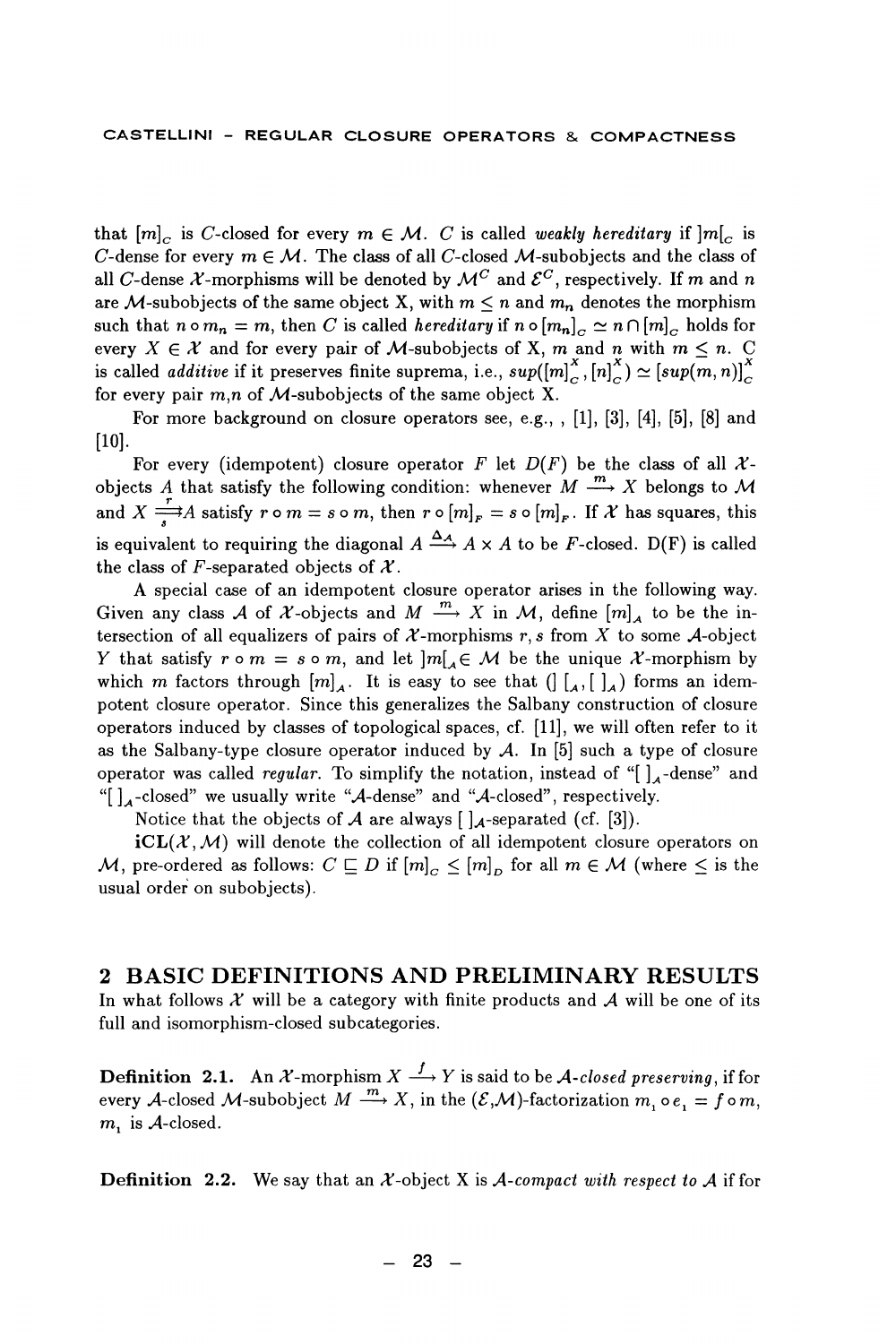that $[m]_C$ is $C$-closed for every $m \in \mathcal{M}$. $C$ is called *weakly hereditary* if $]m[_C$ is $C$-dense for every $m \in \mathcal{M}$. The class of all $C$-closed $\mathcal{M}$-subobjects and the class of all $C$-dense $\mathcal{X}$-morphisms will be denoted by $\mathcal{M}^C$ and $\mathcal{E}^C$, respectively. If $m$ and $n$ are $\mathcal{M}$-subobjects of the same object X, with $m \leq n$ and $m_n$ denotes the morphism such that $n \circ m_n = m$, then $C$ is called *hereditary* if $n \circ [m_n]_C \simeq n \cap [m]_C$ holds for every $X \in \mathcal{X}$ and for every pair of $\mathcal{M}$-subobjects of X, $m$ and $n$ with $m \leq n$. C is called *additive* if it preserves finite suprema, i.e., $sup([m]_C^X, [n]_C^X) \simeq [sup(m,n)]_C^X$ for every pair m,n of $\mathcal{M}$-subobjects of the same object X.

For more background on closure operators see, e.g., , [1], [3], [4], [5], [8] and [10].

For every (idempotent) closure operator $F$ let $D(F)$ be the class of all $\mathcal{X}$-objects $A$ that satisfy the following condition: whenever $M \xrightarrow{m} X$ belongs to $\mathcal{M}$ and $X \underset{s}{\overset{r}{\rightrightarrows}} A$ satisfy $r \circ m = s \circ m$, then $r \circ [m]_F = s \circ [m]_F$. If $\mathcal{X}$ has squares, this is equivalent to requiring the diagonal $A \xrightarrow{\Delta_A} A \times A$ to be $F$-closed. D(F) is called the class of $F$-separated objects of $\mathcal{X}$.

A special case of an idempotent closure operator arises in the following way. Given any class $\mathcal{A}$ of $\mathcal{X}$-objects and $M \xrightarrow{m} X$ in $\mathcal{M}$, define $[m]_{\mathcal{A}}$ to be the intersection of all equalizers of pairs of $\mathcal{X}$-morphisms $r, s$ from $X$ to some $\mathcal{A}$-object $Y$ that satisfy $r \circ m = s \circ m$, and let $]m[_{\mathcal{A}} \in \mathcal{M}$ be the unique $\mathcal{X}$-morphism by which $m$ factors through $[m]_{\mathcal{A}}$. It is easy to see that $(] [_{\mathcal{A}}, [ ]_{\mathcal{A}})$ forms an idempotent closure operator. Since this generalizes the Salbany construction of closure operators induced by classes of topological spaces, cf. [11], we will often refer to it as the Salbany-type closure operator induced by $\mathcal{A}$. In [5] such a type of closure operator was called *regular*. To simplify the notation, instead of "$[ ]_{\mathcal{A}}$-dense" and "$[ ]_{\mathcal{A}}$-closed" we usually write "$\mathcal{A}$-dense" and "$\mathcal{A}$-closed", respectively.

Notice that the objects of $\mathcal{A}$ are always $[ ]_{\mathcal{A}}$-separated (cf. [3]).

**iCL**$(\mathcal{X}, \mathcal{M})$ will denote the collection of all idempotent closure operators on $\mathcal{M}$, pre-ordered as follows: $C \sqsubseteq D$ if $[m]_C \leq [m]_D$ for all $m \in \mathcal{M}$ (where $\leq$ is the usual order on subobjects).

## 2 BASIC DEFINITIONS AND PRELIMINARY RESULTS

In what follows $\mathcal{X}$ will be a category with finite products and $\mathcal{A}$ will be one of its full and isomorphism-closed subcategories.

**Definition 2.1.** An $\mathcal{X}$-morphism $X \xrightarrow{f} Y$ is said to be *$\mathcal{A}$-closed preserving*, if for every $\mathcal{A}$-closed $\mathcal{M}$-subobject $M \xrightarrow{m} X$, in the $(\mathcal{E},\mathcal{M})$-factorization $m_1 \circ e_1 = f \circ m$, $m_1$ is $\mathcal{A}$-closed.

**Definition 2.2.** We say that an $\mathcal{X}$-object X is *$\mathcal{A}$-compact with respect to $\mathcal{A}$* if for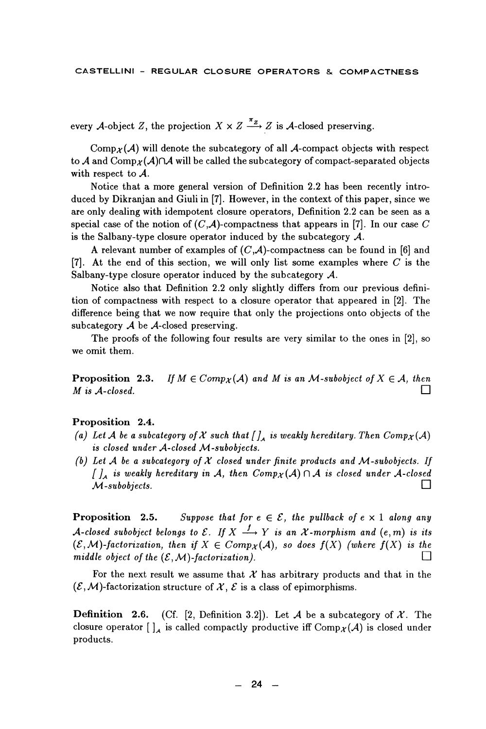every $\mathcal{A}$-object $Z$, the projection $X \times Z \xrightarrow{\pi_Z} Z$ is $\mathcal{A}$-closed preserving.

$\mathrm{Comp}_{\mathcal{X}}(\mathcal{A})$ will denote the subcategory of all $\mathcal{A}$-compact objects with respect to $\mathcal{A}$ and $\mathrm{Comp}_{\mathcal{X}}(\mathcal{A}) \cap \mathcal{A}$ will be called the subcategory of compact-separated objects with respect to $\mathcal{A}$.

Notice that a more general version of Definition 2.2 has been recently introduced by Dikranjan and Giuli in [7]. However, in the context of this paper, since we are only dealing with idempotent closure operators, Definition 2.2 can be seen as a special case of the notion of $(C,\mathcal{A})$-compactness that appears in [7]. In our case $C$ is the Salbany-type closure operator induced by the subcategory $\mathcal{A}$.

A relevant number of examples of $(C,\mathcal{A})$-compactness can be found in [6] and [7]. At the end of this section, we will only list some examples where $C$ is the Salbany-type closure operator induced by the subcategory $\mathcal{A}$.

Notice also that Definition 2.2 only slightly differs from our previous definition of compactness with respect to a closure operator that appeared in [2]. The difference being that we now require that only the projections onto objects of the subcategory $\mathcal{A}$ be $\mathcal{A}$-closed preserving.

The proofs of the following four results are very similar to the ones in [2], so we omit them.

**Proposition 2.3.** *If $M \in \mathrm{Comp}_{\mathcal{X}}(\mathcal{A})$ and $M$ is an $\mathcal{M}$-subobject of $X \in \mathcal{A}$, then $M$ is $\mathcal{A}$-closed.* □

**Proposition 2.4.**

*(a) Let $\mathcal{A}$ be a subcategory of $\mathcal{X}$ such that $[\,]_{\mathcal{A}}$ is weakly hereditary. Then $\mathrm{Comp}_{\mathcal{X}}(\mathcal{A})$ is closed under $\mathcal{A}$-closed $\mathcal{M}$-subobjects.*

*(b) Let $\mathcal{A}$ be a subcategory of $\mathcal{X}$ closed under finite products and $\mathcal{M}$-subobjects. If $[\,]_{\mathcal{A}}$ is weakly hereditary in $\mathcal{A}$, then $\mathrm{Comp}_{\mathcal{X}}(\mathcal{A}) \cap \mathcal{A}$ is closed under $\mathcal{A}$-closed $\mathcal{M}$-subobjects.* □

**Proposition 2.5.** *Suppose that for $e \in \mathcal{E}$, the pullback of $e \times 1$ along any $\mathcal{A}$-closed subobject belongs to $\mathcal{E}$. If $X \xrightarrow{f} Y$ is an $\mathcal{X}$-morphism and $(e, m)$ is its $(\mathcal{E}, \mathcal{M})$-factorization, then if $X \in \mathrm{Comp}_{\mathcal{X}}(\mathcal{A})$, so does $f(X)$ (where $f(X)$ is the middle object of the $(\mathcal{E}, \mathcal{M})$-factorization).* □

For the next result we assume that $\mathcal{X}$ has arbitrary products and that in the $(\mathcal{E}, \mathcal{M})$-factorization structure of $\mathcal{X}$, $\mathcal{E}$ is a class of epimorphisms.

**Definition 2.6.** (Cf. [2, Definition 3.2]). Let $\mathcal{A}$ be a subcategory of $\mathcal{X}$. The closure operator $[\,]_{\mathcal{A}}$ is called compactly productive iff $\mathrm{Comp}_{\mathcal{X}}(\mathcal{A})$ is closed under products.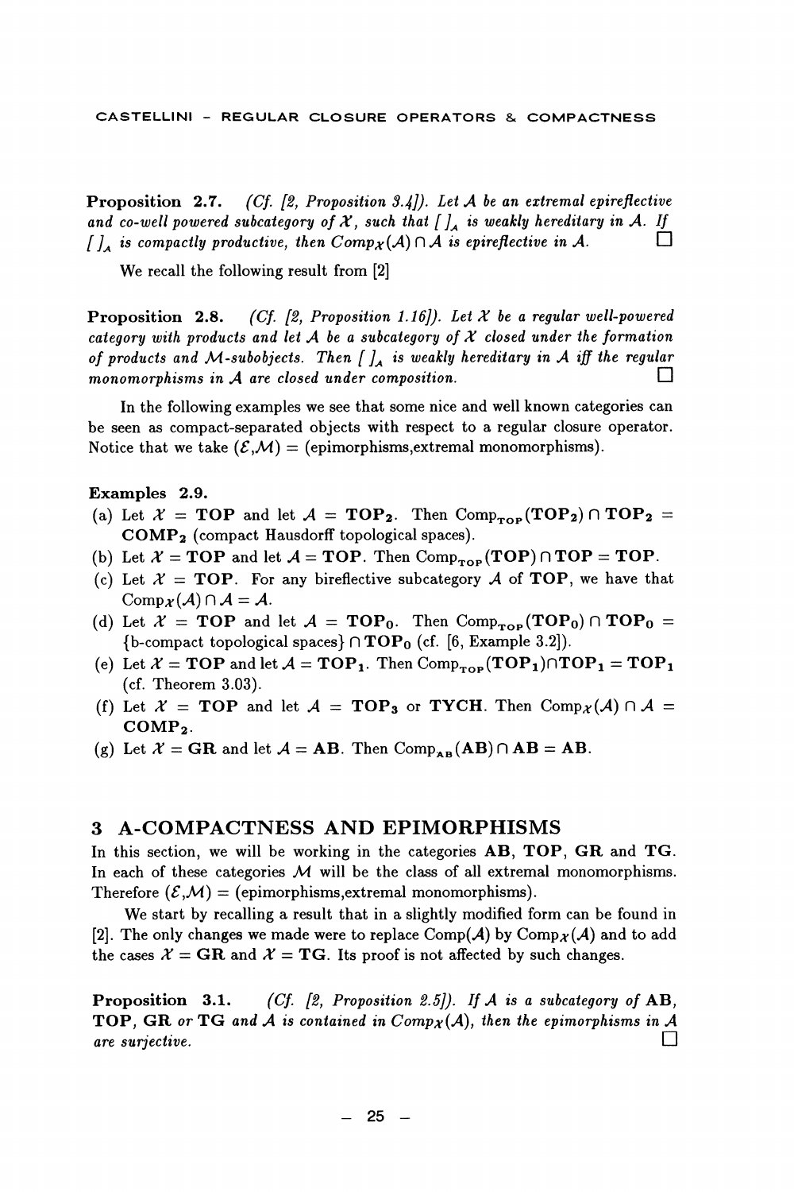**Proposition 2.7.** *(Cf. [2, Proposition 3.4]). Let $\mathcal{A}$ be an extremal epireflective and co-well powered subcategory of $\mathcal{X}$, such that $[\ ]_{\mathcal{A}}$ is weakly hereditary in $\mathcal{A}$. If $[\ ]_{\mathcal{A}}$ is compactly productive, then $Comp_{\mathcal{X}}(\mathcal{A}) \cap \mathcal{A}$ is epireflective in $\mathcal{A}$.* □

We recall the following result from [2]

**Proposition 2.8.** *(Cf. [2, Proposition 1.16]). Let $\mathcal{X}$ be a regular well-powered category with products and let $\mathcal{A}$ be a subcategory of $\mathcal{X}$ closed under the formation of products and $\mathcal{M}$-subobjects. Then $[\ ]_{\mathcal{A}}$ is weakly hereditary in $\mathcal{A}$ iff the regular monomorphisms in $\mathcal{A}$ are closed under composition.* □

In the following examples we see that some nice and well known categories can be seen as compact-separated objects with respect to a regular closure operator. Notice that we take $(\mathcal{E},\mathcal{M})$ = (epimorphisms,extremal monomorphisms).

**Examples 2.9.**

(a) Let $\mathcal{X} = \mathbf{TOP}$ and let $\mathcal{A} = \mathbf{TOP_2}$. Then $\mathrm{Comp}_{\mathbf{TOP}}(\mathbf{TOP_2}) \cap \mathbf{TOP_2} = \mathbf{COMP_2}$ (compact Hausdorff topological spaces).

(b) Let $\mathcal{X} = \mathbf{TOP}$ and let $\mathcal{A} = \mathbf{TOP}$. Then $\mathrm{Comp}_{\mathbf{TOP}}(\mathbf{TOP}) \cap \mathbf{TOP} = \mathbf{TOP}$.

(c) Let $\mathcal{X} = \mathbf{TOP}$. For any bireflective subcategory $\mathcal{A}$ of $\mathbf{TOP}$, we have that $\mathrm{Comp}_{\mathcal{X}}(\mathcal{A}) \cap \mathcal{A} = \mathcal{A}$.

(d) Let $\mathcal{X} = \mathbf{TOP}$ and let $\mathcal{A} = \mathbf{TOP_0}$. Then $\mathrm{Comp}_{\mathbf{TOP}}(\mathbf{TOP_0}) \cap \mathbf{TOP_0} =$ {b-compact topological spaces} $\cap\, \mathbf{TOP_0}$ (cf. [6, Example 3.2]).

(e) Let $\mathcal{X} = \mathbf{TOP}$ and let $\mathcal{A} = \mathbf{TOP_1}$. Then $\mathrm{Comp}_{\mathbf{TOP}}(\mathbf{TOP_1}) \cap \mathbf{TOP_1} = \mathbf{TOP_1}$ (cf. Theorem 3.03).

(f) Let $\mathcal{X} = \mathbf{TOP}$ and let $\mathcal{A} = \mathbf{TOP_3}$ or $\mathbf{TYCH}$. Then $\mathrm{Comp}_{\mathcal{X}}(\mathcal{A}) \cap \mathcal{A} = \mathbf{COMP_2}$.

(g) Let $\mathcal{X} = \mathbf{GR}$ and let $\mathcal{A} = \mathbf{AB}$. Then $\mathrm{Comp}_{\mathbf{AB}}(\mathbf{AB}) \cap \mathbf{AB} = \mathbf{AB}$.

## 3 A-COMPACTNESS AND EPIMORPHISMS

In this section, we will be working in the categories **AB**, **TOP**, **GR** and **TG**. In each of these categories $\mathcal{M}$ will be the class of all extremal monomorphisms. Therefore $(\mathcal{E},\mathcal{M})$ = (epimorphisms,extremal monomorphisms).

We start by recalling a result that in a slightly modified form can be found in [2]. The only changes we made were to replace Comp($\mathcal{A}$) by $\mathrm{Comp}_{\mathcal{X}}(\mathcal{A})$ and to add the cases $\mathcal{X} = \mathbf{GR}$ and $\mathcal{X} = \mathbf{TG}$. Its proof is not affected by such changes.

**Proposition 3.1.** *(Cf. [2, Proposition 2.5]). If $\mathcal{A}$ is a subcategory of* **AB**, **TOP**, **GR** *or* **TG** *and $\mathcal{A}$ is contained in $Comp_{\mathcal{X}}(\mathcal{A})$, then the epimorphisms in $\mathcal{A}$ are surjective.* □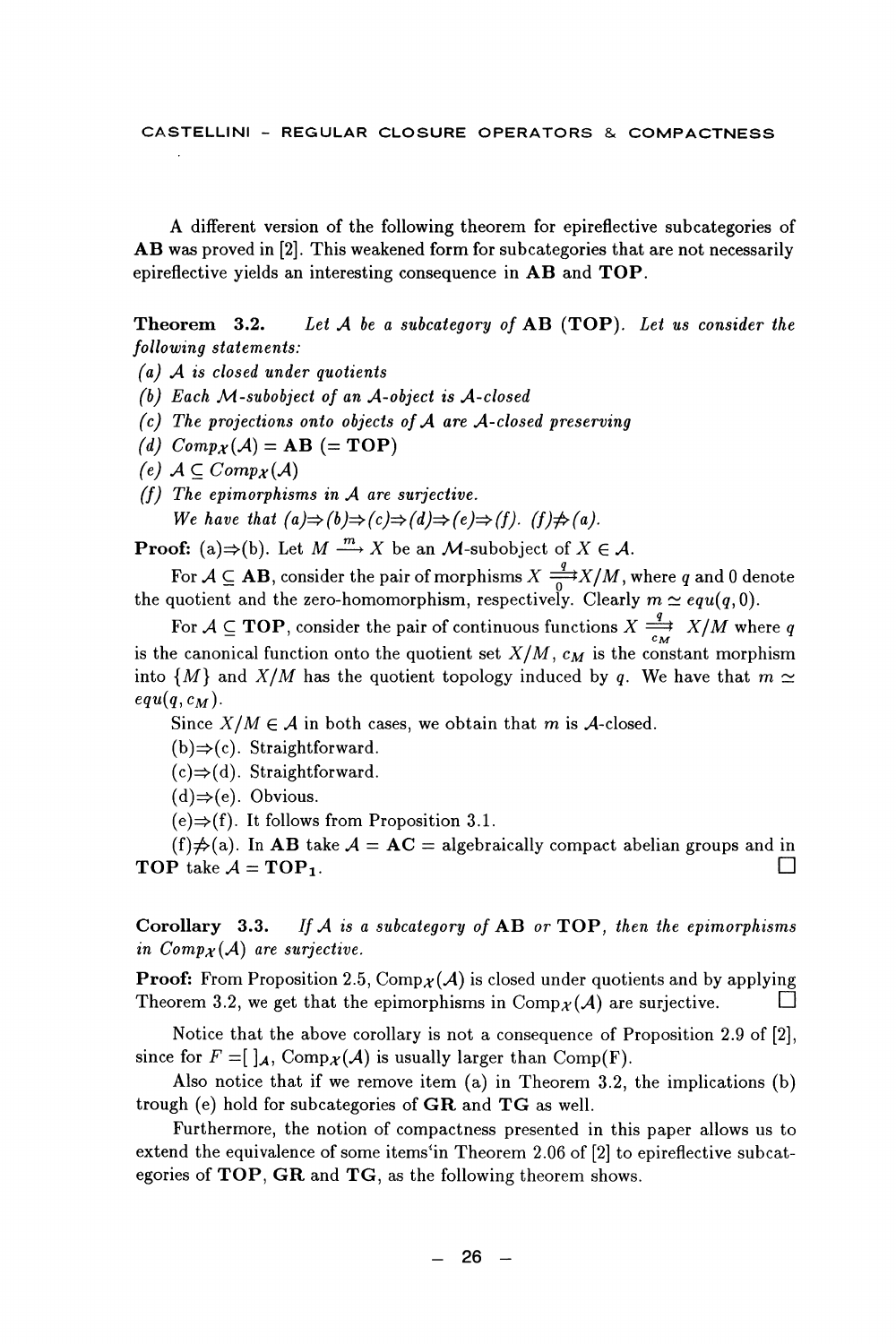A different version of the following theorem for epireflective subcategories of **AB** was proved in [2]. This weakened form for subcategories that are not necessarily epireflective yields an interesting consequence in **AB** and **TOP**.

**Theorem 3.2.** *Let $\mathcal{A}$ be a subcategory of* **AB** (**TOP**). *Let us consider the following statements:*

*(a) $\mathcal{A}$ is closed under quotients*
*(b) Each $\mathcal{M}$-subobject of an $\mathcal{A}$-object is $\mathcal{A}$-closed*
*(c) The projections onto objects of $\mathcal{A}$ are $\mathcal{A}$-closed preserving*
*(d) $Comp_{\mathcal{X}}(\mathcal{A}) =$* **AB** *(=* **TOP***)*
*(e) $\mathcal{A} \subseteq Comp_{\mathcal{X}}(\mathcal{A})$*
*(f) The epimorphisms in $\mathcal{A}$ are surjective.*
*We have that (a)$\Rightarrow$(b)$\Rightarrow$(c)$\Rightarrow$(d)$\Rightarrow$(e)$\Rightarrow$(f). (f)$\not\Rightarrow$(a).*

**Proof:** (a)$\Rightarrow$(b). Let $M \xrightarrow{m} X$ be an $\mathcal{M}$-subobject of $X \in \mathcal{A}$.

For $\mathcal{A} \subseteq$ **AB**, consider the pair of morphisms $X \overset{q}{\underset{0}{\rightrightarrows}} X/M$, where $q$ and $0$ denote the quotient and the zero-homomorphism, respectively. Clearly $m \simeq equ(q, 0)$.

For $\mathcal{A} \subseteq$ **TOP**, consider the pair of continuous functions $X \overset{q}{\underset{c_M}{\rightrightarrows}} X/M$ where $q$ is the canonical function onto the quotient set $X/M$, $c_M$ is the constant morphism into $\{M\}$ and $X/M$ has the quotient topology induced by $q$. We have that $m \simeq equ(q, c_M)$.

Since $X/M \in \mathcal{A}$ in both cases, we obtain that $m$ is $\mathcal{A}$-closed.

(b)$\Rightarrow$(c). Straightforward.

(c)$\Rightarrow$(d). Straightforward.

(d)$\Rightarrow$(e). Obvious.

(e)$\Rightarrow$(f). It follows from Proposition 3.1.

(f)$\not\Rightarrow$(a). In **AB** take $\mathcal{A} =$ **AC** = algebraically compact abelian groups and in **TOP** take $\mathcal{A} = \mathbf{TOP_1}$. $\square$

**Corollary 3.3.** *If $\mathcal{A}$ is a subcategory of* **AB** *or* **TOP***, then the epimorphisms in $Comp_{\mathcal{X}}(\mathcal{A})$ are surjective.*

**Proof:** From Proposition 2.5, $\text{Comp}_{\mathcal{X}}(\mathcal{A})$ is closed under quotients and by applying Theorem 3.2, we get that the epimorphisms in $\text{Comp}_{\mathcal{X}}(\mathcal{A})$ are surjective. $\square$

Notice that the above corollary is not a consequence of Proposition 2.9 of [2], since for $F = [\ ]_{\mathcal{A}}$, $\text{Comp}_{\mathcal{X}}(\mathcal{A})$ is usually larger than Comp(F).

Also notice that if we remove item (a) in Theorem 3.2, the implications (b) trough (e) hold for subcategories of **GR** and **TG** as well.

Furthermore, the notion of compactness presented in this paper allows us to extend the equivalence of some items in Theorem 2.06 of [2] to epireflective subcategories of **TOP**, **GR** and **TG**, as the following theorem shows.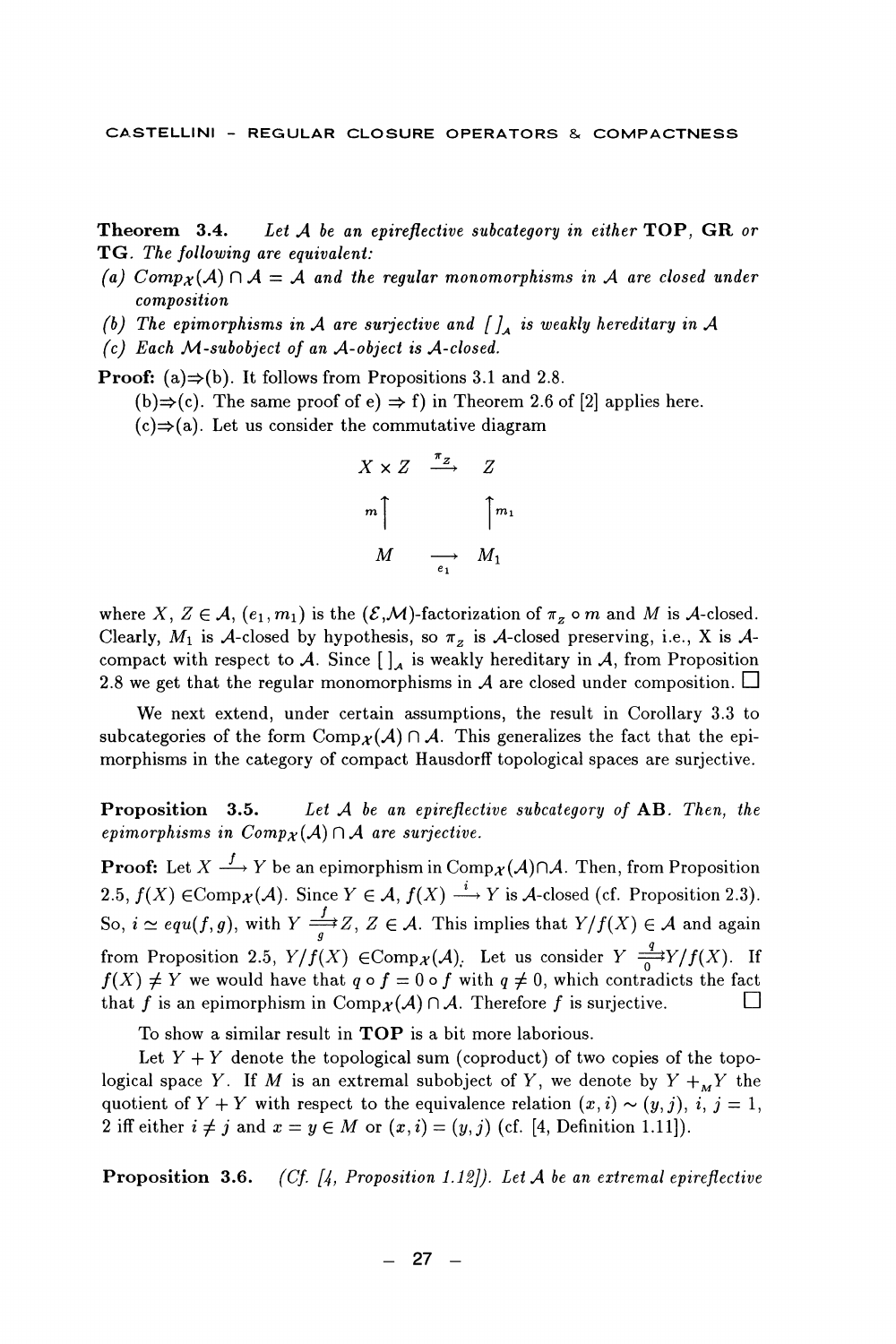**Theorem 3.4.** *Let $\mathcal{A}$ be an epireflective subcategory in either* **TOP**, **GR** *or* **TG**. *The following are equivalent:*

*(a) $Comp_{\mathcal{X}}(\mathcal{A}) \cap \mathcal{A} = \mathcal{A}$ and the regular monomorphisms in $\mathcal{A}$ are closed under composition*

*(b) The epimorphisms in $\mathcal{A}$ are surjective and $[\ ]_{\mathcal{A}}$ is weakly hereditary in $\mathcal{A}$*

*(c) Each $\mathcal{M}$-subobject of an $\mathcal{A}$-object is $\mathcal{A}$-closed.*

**Proof:** (a)$\Rightarrow$(b). It follows from Propositions 3.1 and 2.8.

(b)$\Rightarrow$(c). The same proof of e) $\Rightarrow$ f) in Theorem 2.6 of [2] applies here.

(c)$\Rightarrow$(a). Let us consider the commutative diagram

$$\begin{array}{ccc} X \times Z & \xrightarrow{\pi_Z} & Z \\ m \uparrow & & \uparrow m_1 \\ M & \xrightarrow[e_1]{} & M_1 \end{array}$$

where $X$, $Z \in \mathcal{A}$, $(e_1, m_1)$ is the $(\mathcal{E},\mathcal{M})$-factorization of $\pi_z \circ m$ and $M$ is $\mathcal{A}$-closed. Clearly, $M_1$ is $\mathcal{A}$-closed by hypothesis, so $\pi_z$ is $\mathcal{A}$-closed preserving, i.e., X is $\mathcal{A}$-compact with respect to $\mathcal{A}$. Since $[\ ]_{\mathcal{A}}$ is weakly hereditary in $\mathcal{A}$, from Proposition 2.8 we get that the regular monomorphisms in $\mathcal{A}$ are closed under composition. $\square$

We next extend, under certain assumptions, the result in Corollary 3.3 to subcategories of the form $\text{Comp}_{\mathcal{X}}(\mathcal{A}) \cap \mathcal{A}$. This generalizes the fact that the epimorphisms in the category of compact Hausdorff topological spaces are surjective.

**Proposition 3.5.** *Let $\mathcal{A}$ be an epireflective subcategory of* **AB**. *Then, the epimorphisms in $Comp_{\mathcal{X}}(\mathcal{A}) \cap \mathcal{A}$ are surjective.*

**Proof:** Let $X \xrightarrow{f} Y$ be an epimorphism in $\text{Comp}_{\mathcal{X}}(\mathcal{A}) \cap \mathcal{A}$. Then, from Proposition 2.5, $f(X) \in \text{Comp}_{\mathcal{X}}(\mathcal{A})$. Since $Y \in \mathcal{A}$, $f(X) \xrightarrow{i} Y$ is $\mathcal{A}$-closed (cf. Proposition 2.3). So, $i \simeq equ(f,g)$, with $Y \underset{g}{\overset{f}{\rightrightarrows}} Z$, $Z \in \mathcal{A}$. This implies that $Y/f(X) \in \mathcal{A}$ and again from Proposition 2.5, $Y/f(X) \in \text{Comp}_{\mathcal{X}}(\mathcal{A})$. Let us consider $Y \underset{0}{\overset{q}{\rightrightarrows}} Y/f(X)$. If $f(X) \neq Y$ we would have that $q \circ f = 0 \circ f$ with $q \neq 0$, which contradicts the fact that $f$ is an epimorphism in $\text{Comp}_{\mathcal{X}}(\mathcal{A}) \cap \mathcal{A}$. Therefore $f$ is surjective. $\square$

To show a similar result in **TOP** is a bit more laborious.

Let $Y + Y$ denote the topological sum (coproduct) of two copies of the topological space $Y$. If $M$ is an extremal subobject of $Y$, we denote by $Y +_M Y$ the quotient of $Y + Y$ with respect to the equivalence relation $(x, i) \sim (y, j)$, $i$, $j = 1$, $2$ iff either $i \neq j$ and $x = y \in M$ or $(x, i) = (y, j)$ (cf. [4, Definition 1.11]).

**Proposition 3.6.** *(Cf. [4, Proposition 1.12]). Let $\mathcal{A}$ be an extremal epireflective*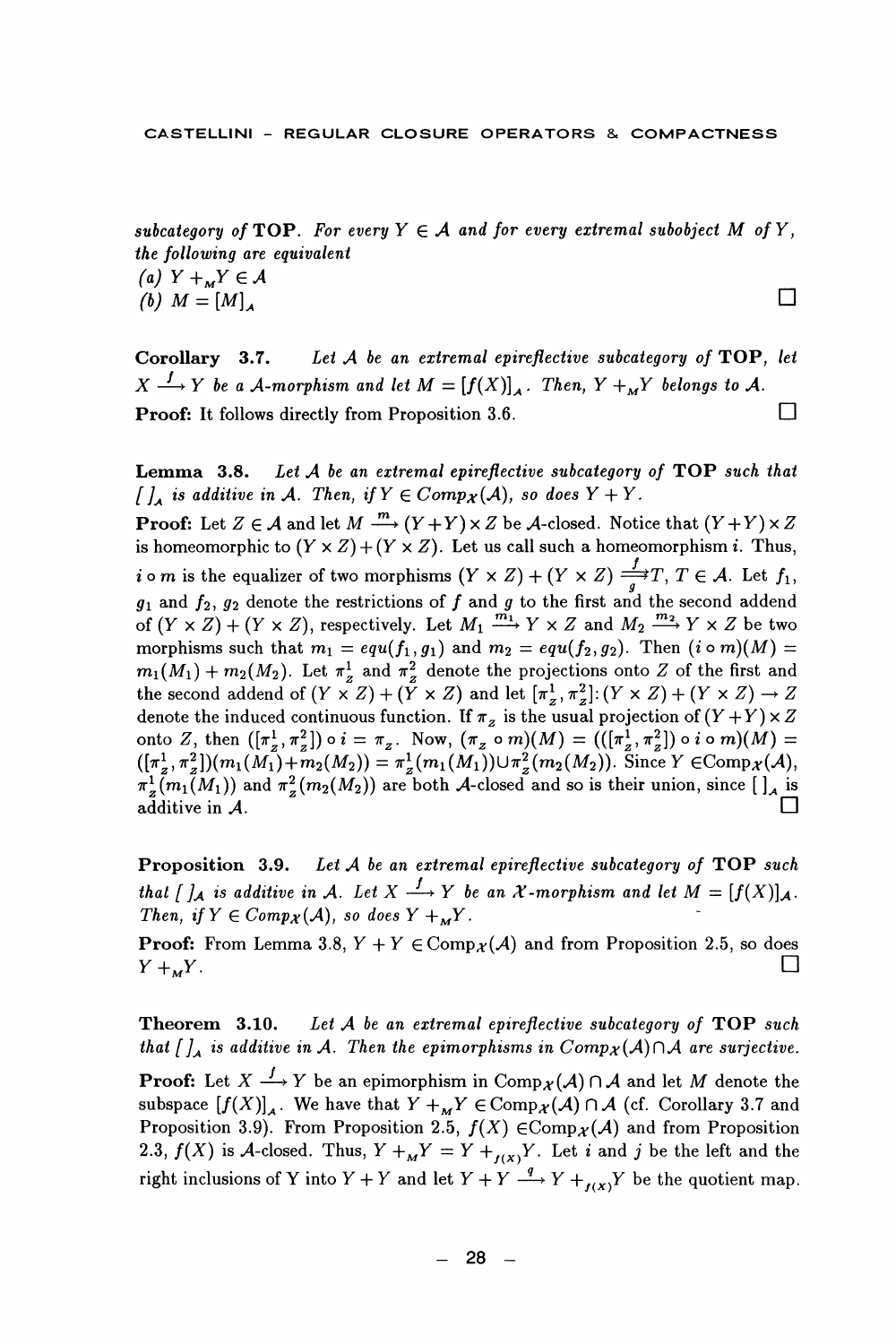*subcategory of* **TOP**. *For every* $Y \in \mathcal{A}$ *and for every extremal subobject* $M$ *of* $Y$, *the following are equivalent*

*(a)* $Y +_M Y \in \mathcal{A}$

*(b)* $M = [M]_{\mathcal{A}}$ □

**Corollary 3.7.** *Let* $\mathcal{A}$ *be an extremal epireflective subcategory of* **TOP**, *let* $X \xrightarrow{f} Y$ *be a* $\mathcal{A}$*-morphism and let* $M = [f(X)]_{\mathcal{A}}$. *Then,* $Y +_M Y$ *belongs to* $\mathcal{A}$.

**Proof:** It follows directly from Proposition 3.6. □

**Lemma 3.8.** *Let* $\mathcal{A}$ *be an extremal epireflective subcategory of* **TOP** *such that* $[\ ]_{\mathcal{A}}$ *is additive in* $\mathcal{A}$. *Then, if* $Y \in Comp_{\mathcal{X}}(\mathcal{A})$, *so does* $Y + Y$.

**Proof:** Let $Z \in \mathcal{A}$ and let $M \xrightarrow{m} (Y+Y) \times Z$ be $\mathcal{A}$-closed. Notice that $(Y+Y) \times Z$ is homeomorphic to $(Y \times Z) + (Y \times Z)$. Let us call such a homeomorphism $i$. Thus, $i \circ m$ is the equalizer of two morphisms $(Y \times Z) + (Y \times Z) \overset{f}{\underset{g}{\rightrightarrows}} T$, $T \in \mathcal{A}$. Let $f_1$, $g_1$ and $f_2$, $g_2$ denote the restrictions of $f$ and $g$ to the first and the second addend of $(Y \times Z) + (Y \times Z)$, respectively. Let $M_1 \xrightarrow{m_1} Y \times Z$ and $M_2 \xrightarrow{m_2} Y \times Z$ be two morphisms such that $m_1 = equ(f_1, g_1)$ and $m_2 = equ(f_2, g_2)$. Then $(i \circ m)(M) = m_1(M_1) + m_2(M_2)$. Let $\pi_Z^1$ and $\pi_Z^2$ denote the projections onto $Z$ of the first and the second addend of $(Y \times Z) + (Y \times Z)$ and let $[\pi_Z^1, \pi_Z^2]\colon (Y \times Z) + (Y \times Z) \to Z$ denote the induced continuous function. If $\pi_Z$ is the usual projection of $(Y+Y) \times Z$ onto $Z$, then $([\pi_Z^1, \pi_Z^2]) \circ i = \pi_Z$. Now, $(\pi_Z \circ m)(M) = (([\pi_Z^1, \pi_Z^2]) \circ i \circ m)(M) = ([\pi_Z^1, \pi_Z^2])(m_1(M_1) + m_2(M_2)) = \pi_Z^1(m_1(M_1)) \cup \pi_Z^2(m_2(M_2))$. Since $Y \in \text{Comp}_{\mathcal{X}}(\mathcal{A})$, $\pi_Z^1(m_1(M_1))$ and $\pi_Z^2(m_2(M_2))$ are both $\mathcal{A}$-closed and so is their union, since $[\ ]_{\mathcal{A}}$ is additive in $\mathcal{A}$. □

**Proposition 3.9.** *Let* $\mathcal{A}$ *be an extremal epireflective subcategory of* **TOP** *such that* $[\ ]_{\mathcal{A}}$ *is additive in* $\mathcal{A}$. *Let* $X \xrightarrow{f} Y$ *be an* $\mathcal{X}$*-morphism and let* $M = [f(X)]_{\mathcal{A}}$. *Then, if* $Y \in Comp_{\mathcal{X}}(\mathcal{A})$, *so does* $Y +_M Y$.

**Proof:** From Lemma 3.8, $Y + Y \in \text{Comp}_{\mathcal{X}}(\mathcal{A})$ and from Proposition 2.5, so does $Y +_M Y$. □

**Theorem 3.10.** *Let* $\mathcal{A}$ *be an extremal epireflective subcategory of* **TOP** *such that* $[\ ]_{\mathcal{A}}$ *is additive in* $\mathcal{A}$. *Then the epimorphisms in* $Comp_{\mathcal{X}}(\mathcal{A}) \cap \mathcal{A}$ *are surjective.*

**Proof:** Let $X \xrightarrow{f} Y$ be an epimorphism in $\text{Comp}_{\mathcal{X}}(\mathcal{A}) \cap \mathcal{A}$ and let $M$ denote the subspace $[f(X)]_{\mathcal{A}}$. We have that $Y +_M Y \in \text{Comp}_{\mathcal{X}}(\mathcal{A}) \cap \mathcal{A}$ (cf. Corollary 3.7 and Proposition 3.9). From Proposition 2.5, $f(X) \in \text{Comp}_{\mathcal{X}}(\mathcal{A})$ and from Proposition 2.3, $f(X)$ is $\mathcal{A}$-closed. Thus, $Y +_M Y = Y +_{f(X)} Y$. Let $i$ and $j$ be the left and the right inclusions of Y into $Y + Y$ and let $Y + Y \xrightarrow{q} Y +_{f(X)} Y$ be the quotient map.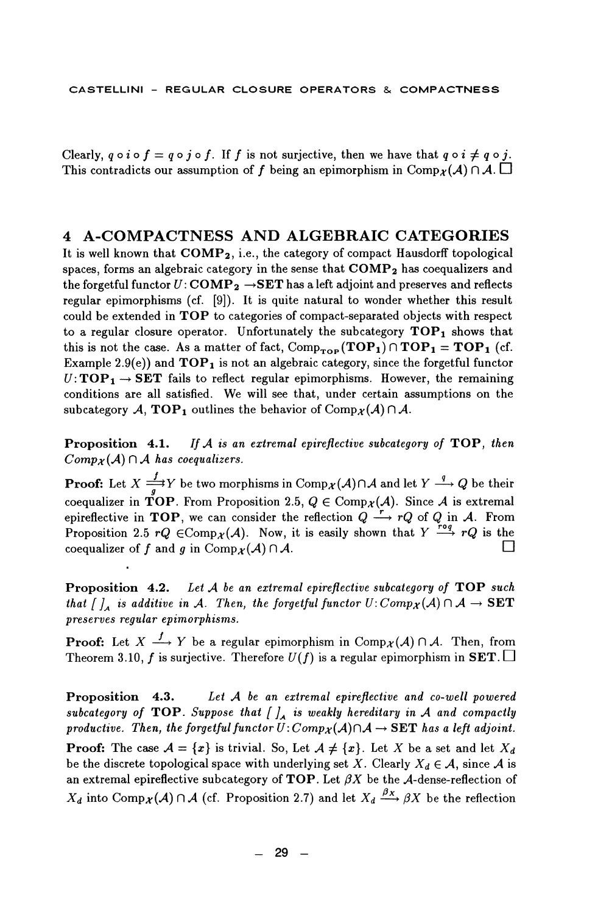Clearly, $q \circ i \circ f = q \circ j \circ f$. If $f$ is not surjective, then we have that $q \circ i \neq q \circ j$. This contradicts our assumption of $f$ being an epimorphism in $\text{Comp}_{\mathcal{X}}(\mathcal{A}) \cap \mathcal{A}$. $\square$

## 4 A-COMPACTNESS AND ALGEBRAIC CATEGORIES

It is well known that $\mathbf{COMP_2}$, i.e., the category of compact Hausdorff topological spaces, forms an algebraic category in the sense that $\mathbf{COMP_2}$ has coequalizers and the forgetful functor $U: \mathbf{COMP_2} \to \mathbf{SET}$ has a left adjoint and preserves and reflects regular epimorphisms (cf. [9]). It is quite natural to wonder whether this result could be extended in $\mathbf{TOP}$ to categories of compact-separated objects with respect to a regular closure operator. Unfortunately the subcategory $\mathbf{TOP_1}$ shows that this is not the case. As a matter of fact, $\text{Comp}_{\mathbf{TOP}}(\mathbf{TOP_1}) \cap \mathbf{TOP_1} = \mathbf{TOP_1}$ (cf. Example 2.9(e)) and $\mathbf{TOP_1}$ is not an algebraic category, since the forgetful functor $U: \mathbf{TOP_1} \to \mathbf{SET}$ fails to reflect regular epimorphisms. However, the remaining conditions are all satisfied. We will see that, under certain assumptions on the subcategory $\mathcal{A}$, $\mathbf{TOP_1}$ outlines the behavior of $\text{Comp}_{\mathcal{X}}(\mathcal{A}) \cap \mathcal{A}$.

**Proposition 4.1.** *If $\mathcal{A}$ is an extremal epireflective subcategory of* $\mathbf{TOP}$*, then $\text{Comp}_{\mathcal{X}}(\mathcal{A}) \cap \mathcal{A}$ has coequalizers.*

**Proof:** Let $X \underset{g}{\overset{f}{\rightrightarrows}} Y$ be two morphisms in $\text{Comp}_{\mathcal{X}}(\mathcal{A}) \cap \mathcal{A}$ and let $Y \xrightarrow{q} Q$ be their coequalizer in $\mathbf{TOP}$. From Proposition 2.5, $Q \in \text{Comp}_{\mathcal{X}}(\mathcal{A})$. Since $\mathcal{A}$ is extremal epireflective in $\mathbf{TOP}$, we can consider the reflection $Q \xrightarrow{r} rQ$ of $Q$ in $\mathcal{A}$. From Proposition 2.5 $rQ \in \text{Comp}_{\mathcal{X}}(\mathcal{A})$. Now, it is easily shown that $Y \xrightarrow{r \circ q} rQ$ is the coequalizer of $f$ and $g$ in $\text{Comp}_{\mathcal{X}}(\mathcal{A}) \cap \mathcal{A}$. $\square$

**Proposition 4.2.** *Let $\mathcal{A}$ be an extremal epireflective subcategory of* $\mathbf{TOP}$ *such that $[\ ]_{\mathcal{A}}$ is additive in $\mathcal{A}$. Then, the forgetful functor $U: \text{Comp}_{\mathcal{X}}(\mathcal{A}) \cap \mathcal{A} \to$* $\mathbf{SET}$ *preserves regular epimorphisms.*

**Proof:** Let $X \xrightarrow{f} Y$ be a regular epimorphism in $\text{Comp}_{\mathcal{X}}(\mathcal{A}) \cap \mathcal{A}$. Then, from Theorem 3.10, $f$ is surjective. Therefore $U(f)$ is a regular epimorphism in $\mathbf{SET}$. $\square$

**Proposition 4.3.** *Let $\mathcal{A}$ be an extremal epireflective and co-well powered subcategory of* $\mathbf{TOP}$*. Suppose that $[\ ]_{\mathcal{A}}$ is weakly hereditary in $\mathcal{A}$ and compactly productive. Then, the forgetful functor $U: \text{Comp}_{\mathcal{X}}(\mathcal{A}) \cap \mathcal{A} \to$* $\mathbf{SET}$ *has a left adjoint.*

**Proof:** The case $\mathcal{A} = \{x\}$ is trivial. So, Let $\mathcal{A} \neq \{x\}$. Let $X$ be a set and let $X_d$ be the discrete topological space with underlying set $X$. Clearly $X_d \in \mathcal{A}$, since $\mathcal{A}$ is an extremal epireflective subcategory of $\mathbf{TOP}$. Let $\beta X$ be the $\mathcal{A}$-dense-reflection of $X_d$ into $\text{Comp}_{\mathcal{X}}(\mathcal{A}) \cap \mathcal{A}$ (cf. Proposition 2.7) and let $X_d \xrightarrow{\beta_X} \beta X$ be the reflection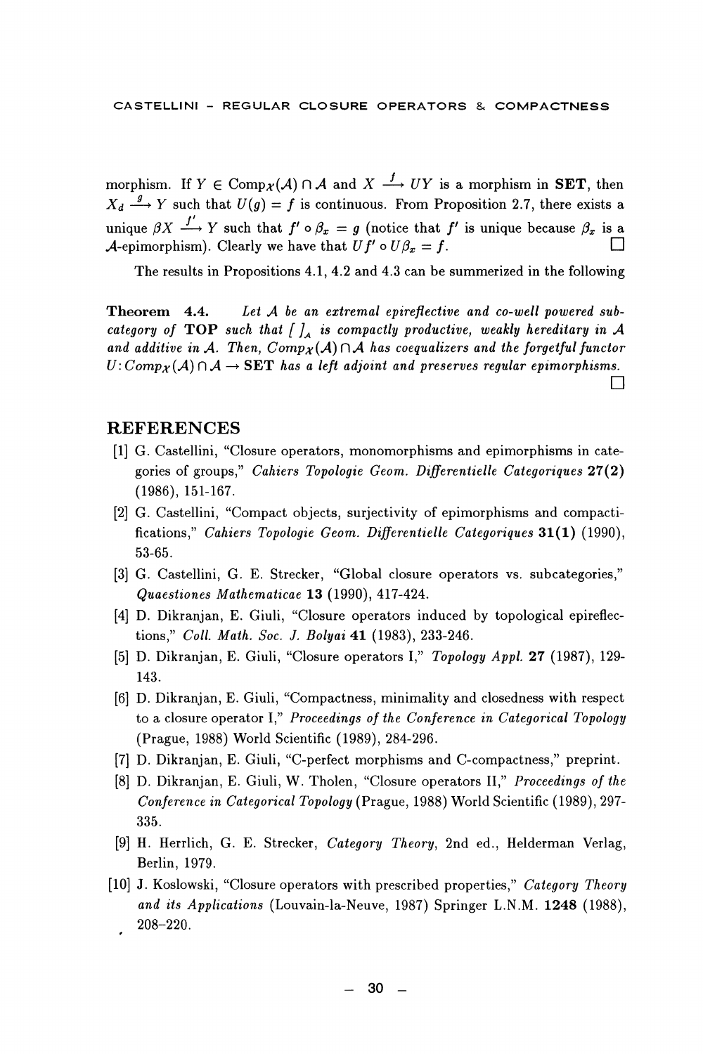morphism. If $Y \in \mathrm{Comp}_{\mathcal{X}}(\mathcal{A}) \cap \mathcal{A}$ and $X \xrightarrow{f} UY$ is a morphism in **SET**, then $X_d \xrightarrow{g} Y$ such that $U(g) = f$ is continuous. From Proposition 2.7, there exists a unique $\beta X \xrightarrow{f'} Y$ such that $f' \circ \beta_x = g$ (notice that $f'$ is unique because $\beta_x$ is a $\mathcal{A}$-epimorphism). Clearly we have that $Uf' \circ U\beta_x = f$. □

The results in Propositions 4.1, 4.2 and 4.3 can be summerized in the following

**Theorem 4.4.** *Let $\mathcal{A}$ be an extremal epireflective and co-well powered subcategory of* **TOP** *such that $[\ ]_{\mathcal{A}}$ is compactly productive, weakly hereditary in $\mathcal{A}$ and additive in $\mathcal{A}$. Then, $\mathrm{Comp}_{\mathcal{X}}(\mathcal{A}) \cap \mathcal{A}$ has coequalizers and the forgetful functor $U\colon \mathrm{Comp}_{\mathcal{X}}(\mathcal{A}) \cap \mathcal{A} \to$* **SET** *has a left adjoint and preserves regular epimorphisms.* □

## REFERENCES

[1] G. Castellini, "Closure operators, monomorphisms and epimorphisms in categories of groups," *Cahiers Topologie Geom. Differentielle Categoriques* **27(2)** (1986), 151-167.

[2] G. Castellini, "Compact objects, surjectivity of epimorphisms and compactifications," *Cahiers Topologie Geom. Differentielle Categoriques* **31(1)** (1990), 53-65.

[3] G. Castellini, G. E. Strecker, "Global closure operators vs. subcategories," *Quaestiones Mathematicae* **13** (1990), 417-424.

[4] D. Dikranjan, E. Giuli, "Closure operators induced by topological epireflections," *Coll. Math. Soc. J. Bolyai* **41** (1983), 233-246.

[5] D. Dikranjan, E. Giuli, "Closure operators I," *Topology Appl.* **27** (1987), 129-143.

[6] D. Dikranjan, E. Giuli, "Compactness, minimality and closedness with respect to a closure operator I," *Proceedings of the Conference in Categorical Topology* (Prague, 1988) World Scientific (1989), 284-296.

[7] D. Dikranjan, E. Giuli, "C-perfect morphisms and C-compactness," preprint.

[8] D. Dikranjan, E. Giuli, W. Tholen, "Closure operators II," *Proceedings of the Conference in Categorical Topology* (Prague, 1988) World Scientific (1989), 297-335.

[9] H. Herrlich, G. E. Strecker, *Category Theory*, 2nd ed., Helderman Verlag, Berlin, 1979.

[10] J. Koslowski, "Closure operators with prescribed properties," *Category Theory and its Applications* (Louvain-la-Neuve, 1987) Springer L.N.M. **1248** (1988), 208–220.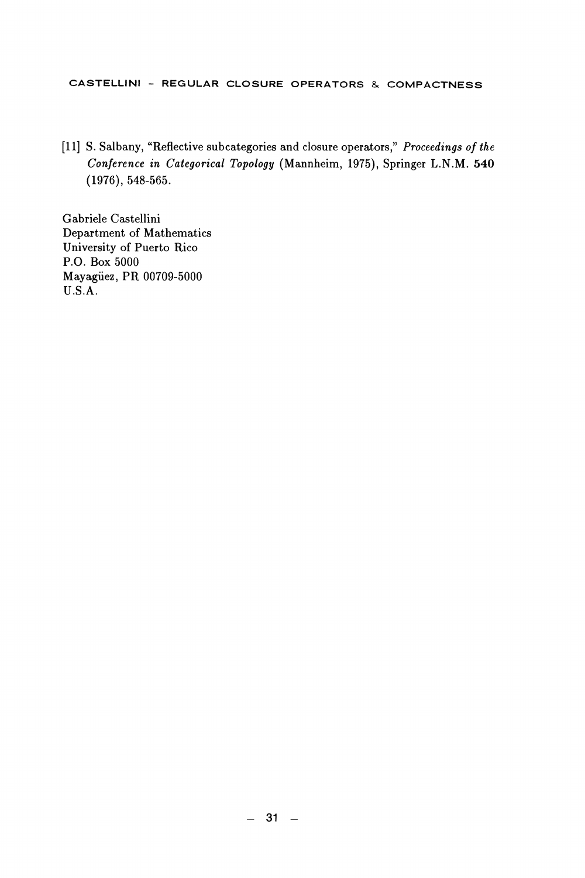[11] S. Salbany, "Reflective subcategories and closure operators," *Proceedings of the Conference in Categorical Topology* (Mannheim, 1975), Springer L.N.M. **540** (1976), 548-565.

Gabriele Castellini
Department of Mathematics
University of Puerto Rico
P.O. Box 5000
Mayagüez, PR 00709-5000
U.S.A.